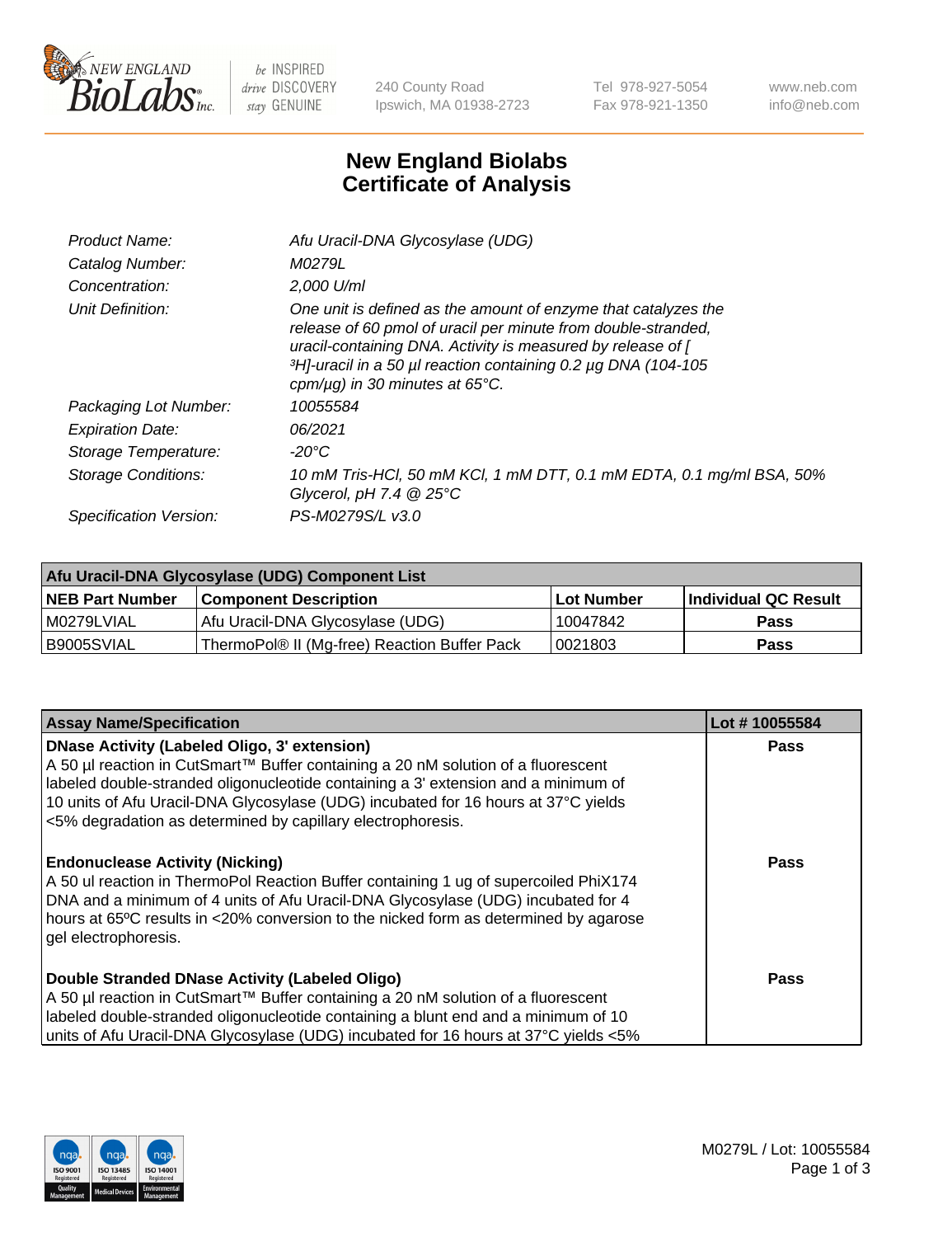# New England Biolabs Certificate of Analysis

| | |
|---|---|
| *Product Name:* | *Afu Uracil-DNA Glycosylase (UDG)* |
| *Catalog Number:* | *M0279L* |
| *Concentration:* | *2,000 U/ml* |
| *Unit Definition:* | *One unit is defined as the amount of enzyme that catalyzes the release of 60 pmol of uracil per minute from double-stranded, uracil-containing DNA. Activity is measured by release of [ $^3$H]-uracil in a 50 µl reaction containing 0.2 µg DNA (104-105 cpm/µg) in 30 minutes at 65°C.* |
| *Packaging Lot Number:* | *10055584* |
| *Expiration Date:* | *06/2021* |
| *Storage Temperature:* | *-20°C* |
| *Storage Conditions:* | *10 mM Tris-HCl, 50 mM KCl, 1 mM DTT, 0.1 mM EDTA, 0.1 mg/ml BSA, 50% Glycerol, pH 7.4 @ 25°C* |
| *Specification Version:* | *PS-M0279S/L v3.0* |

| Afu Uracil-DNA Glycosylase (UDG) Component List | | | |
|---|---|---|---|
| **NEB Part Number** | **Component Description** | **Lot Number** | **Individual QC Result** |
| M0279LVIAL | Afu Uracil-DNA Glycosylase (UDG) | 10047842 | **Pass** |
| B9005SVIAL | ThermoPol® II (Mg-free) Reaction Buffer Pack | 0021803 | **Pass** |

| Assay Name/Specification | Lot # 10055584 |
|---|---|
| **DNase Activity (Labeled Oligo, 3' extension)**<br>A 50 µl reaction in CutSmart™ Buffer containing a 20 nM solution of a fluorescent labeled double-stranded oligonucleotide containing a 3' extension and a minimum of 10 units of Afu Uracil-DNA Glycosylase (UDG) incubated for 16 hours at 37°C yields <5% degradation as determined by capillary electrophoresis. | **Pass** |
| **Endonuclease Activity (Nicking)**<br>A 50 ul reaction in ThermoPol Reaction Buffer containing 1 ug of supercoiled PhiX174 DNA and a minimum of 4 units of Afu Uracil-DNA Glycosylase (UDG) incubated for 4 hours at 65ºC results in <20% conversion to the nicked form as determined by agarose gel electrophoresis. | **Pass** |
| **Double Stranded DNase Activity (Labeled Oligo)**<br>A 50 µl reaction in CutSmart™ Buffer containing a 20 nM solution of a fluorescent labeled double-stranded oligonucleotide containing a blunt end and a minimum of 10 units of Afu Uracil-DNA Glycosylase (UDG) incubated for 16 hours at 37°C yields <5% | **Pass** |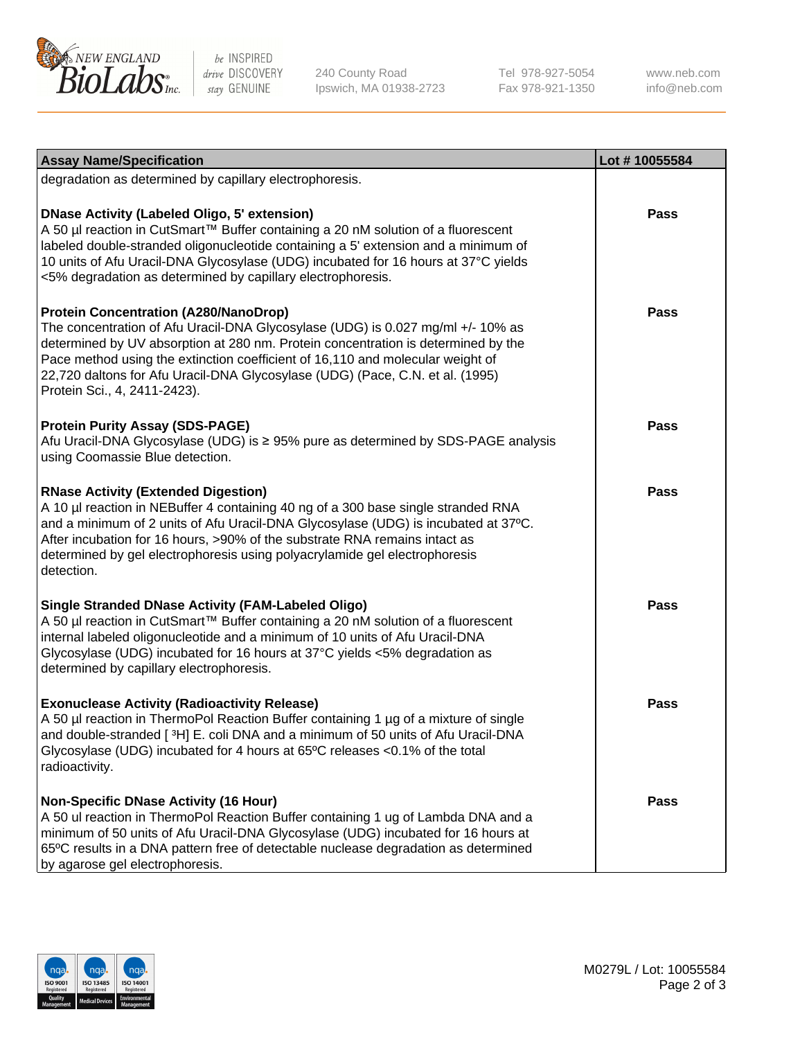| Assay Name/Specification | Lot # 10055584 |
| --- | --- |
| degradation as determined by capillary electrophoresis. | |
| **DNase Activity (Labeled Oligo, 5' extension)**<br>A 50 µl reaction in CutSmart™ Buffer containing a 20 nM solution of a fluorescent labeled double-stranded oligonucleotide containing a 5' extension and a minimum of 10 units of Afu Uracil-DNA Glycosylase (UDG) incubated for 16 hours at 37°C yields <5% degradation as determined by capillary electrophoresis. | Pass |
| **Protein Concentration (A280/NanoDrop)**<br>The concentration of Afu Uracil-DNA Glycosylase (UDG) is 0.027 mg/ml +/- 10% as determined by UV absorption at 280 nm. Protein concentration is determined by the Pace method using the extinction coefficient of 16,110 and molecular weight of 22,720 daltons for Afu Uracil-DNA Glycosylase (UDG) (Pace, C.N. et al. (1995) Protein Sci., 4, 2411-2423). | Pass |
| **Protein Purity Assay (SDS-PAGE)**<br>Afu Uracil-DNA Glycosylase (UDG) is ≥ 95% pure as determined by SDS-PAGE analysis using Coomassie Blue detection. | Pass |
| **RNase Activity (Extended Digestion)**<br>A 10 µl reaction in NEBuffer 4 containing 40 ng of a 300 base single stranded RNA and a minimum of 2 units of Afu Uracil-DNA Glycosylase (UDG) is incubated at 37ºC. After incubation for 16 hours, >90% of the substrate RNA remains intact as determined by gel electrophoresis using polyacrylamide gel electrophoresis detection. | Pass |
| **Single Stranded DNase Activity (FAM-Labeled Oligo)**<br>A 50 µl reaction in CutSmart™ Buffer containing a 20 nM solution of a fluorescent internal labeled oligonucleotide and a minimum of 10 units of Afu Uracil-DNA Glycosylase (UDG) incubated for 16 hours at 37°C yields <5% degradation as determined by capillary electrophoresis. | Pass |
| **Exonuclease Activity (Radioactivity Release)**<br>A 50 µl reaction in ThermoPol Reaction Buffer containing 1 µg of a mixture of single and double-stranded [ $^{3}$H] E. coli DNA and a minimum of 50 units of Afu Uracil-DNA Glycosylase (UDG) incubated for 4 hours at 65ºC releases <0.1% of the total radioactivity. | Pass |
| **Non-Specific DNase Activity (16 Hour)**<br>A 50 ul reaction in ThermoPol Reaction Buffer containing 1 ug of Lambda DNA and a minimum of 50 units of Afu Uracil-DNA Glycosylase (UDG) incubated for 16 hours at 65ºC results in a DNA pattern free of detectable nuclease degradation as determined by agarose gel electrophoresis. | Pass |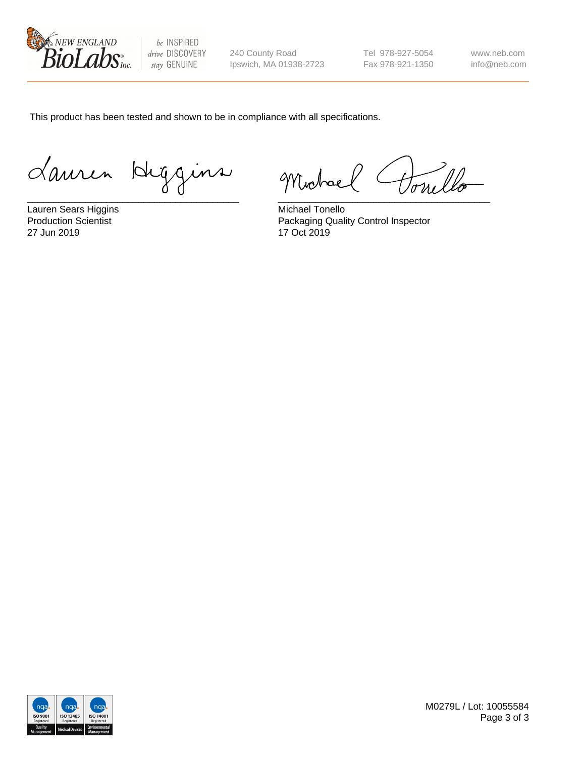This product has been tested and shown to be in compliance with all specifications.

Lauren Sears Higgins
Production Scientist
27 Jun 2019

Michael Tonello
Packaging Quality Control Inspector
17 Oct 2019

M0279L / Lot: 10055584